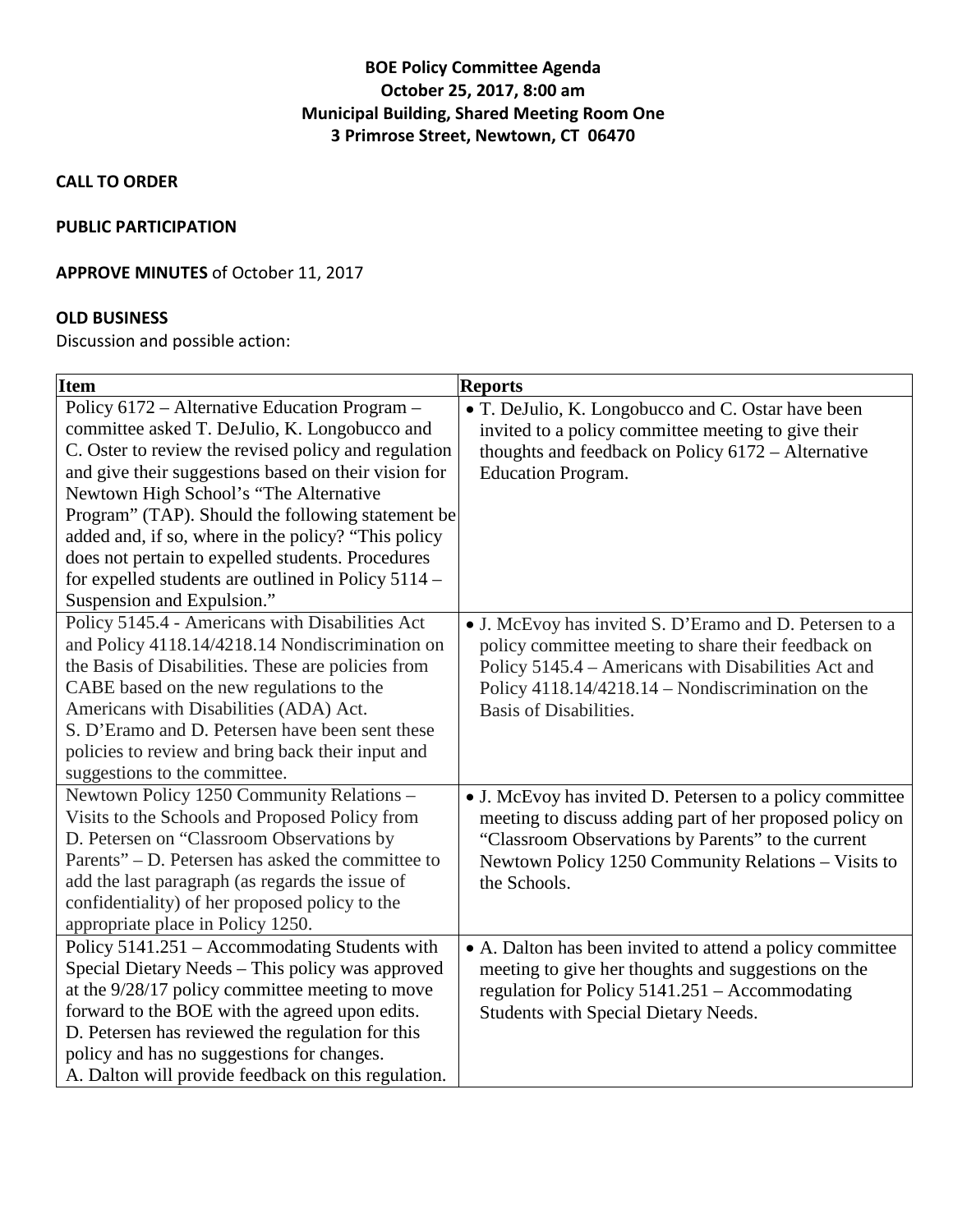**BOE Policy Committee Agenda**
**October 25, 2017, 8:00 am**
**Municipal Building, Shared Meeting Room One**
**3 Primrose Street, Newtown, CT 06470**

**CALL TO ORDER**

**PUBLIC PARTICIPATION**

**APPROVE MINUTES** of October 11, 2017

**OLD BUSINESS**

Discussion and possible action:

| Item | Reports |
| --- | --- |
| Policy 6172 – Alternative Education Program – committee asked T. DeJulio, K. Longobucco and C. Oster to review the revised policy and regulation and give their suggestions based on their vision for Newtown High School's "The Alternative Program" (TAP). Should the following statement be added and, if so, where in the policy? "This policy does not pertain to expelled students. Procedures for expelled students are outlined in Policy 5114 – Suspension and Expulsion." | • T. DeJulio, K. Longobucco and C. Ostar have been invited to a policy committee meeting to give their thoughts and feedback on Policy 6172 – Alternative Education Program. |
| Policy 5145.4 - Americans with Disabilities Act and Policy 4118.14/4218.14 Nondiscrimination on the Basis of Disabilities. These are policies from CABE based on the new regulations to the Americans with Disabilities (ADA) Act. S. D'Eramo and D. Petersen have been sent these policies to review and bring back their input and suggestions to the committee. | • J. McEvoy has invited S. D'Eramo and D. Petersen to a policy committee meeting to share their feedback on Policy 5145.4 – Americans with Disabilities Act and Policy 4118.14/4218.14 – Nondiscrimination on the Basis of Disabilities. |
| Newtown Policy 1250 Community Relations – Visits to the Schools and Proposed Policy from D. Petersen on "Classroom Observations by Parents" – D. Petersen has asked the committee to add the last paragraph (as regards the issue of confidentiality) of her proposed policy to the appropriate place in Policy 1250. | • J. McEvoy has invited D. Petersen to a policy committee meeting to discuss adding part of her proposed policy on "Classroom Observations by Parents" to the current Newtown Policy 1250 Community Relations – Visits to the Schools. |
| Policy 5141.251 – Accommodating Students with Special Dietary Needs – This policy was approved at the 9/28/17 policy committee meeting to move forward to the BOE with the agreed upon edits. D. Petersen has reviewed the regulation for this policy and has no suggestions for changes. A. Dalton will provide feedback on this regulation. | • A. Dalton has been invited to attend a policy committee meeting to give her thoughts and suggestions on the regulation for Policy 5141.251 – Accommodating Students with Special Dietary Needs. |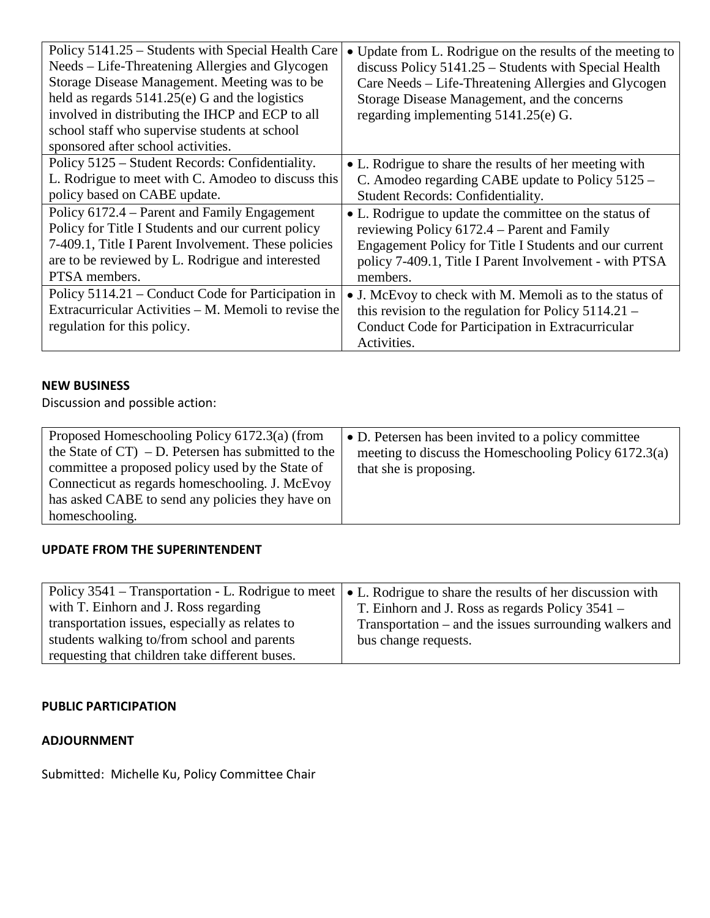| | |
|---|---|
| Policy 5141.25 – Students with Special Health Care Needs – Life-Threatening Allergies and Glycogen Storage Disease Management. Meeting was to be held as regards 5141.25(e) G and the logistics involved in distributing the IHCP and ECP to all school staff who supervise students at school sponsored after school activities. | • Update from L. Rodrigue on the results of the meeting to discuss Policy 5141.25 – Students with Special Health Care Needs – Life-Threatening Allergies and Glycogen Storage Disease Management, and the concerns regarding implementing 5141.25(e) G. |
| Policy 5125 – Student Records: Confidentiality. L. Rodrigue to meet with C. Amodeo to discuss this policy based on CABE update. | • L. Rodrigue to share the results of her meeting with C. Amodeo regarding CABE update to Policy 5125 – Student Records: Confidentiality. |
| Policy 6172.4 – Parent and Family Engagement Policy for Title I Students and our current policy 7-409.1, Title I Parent Involvement. These policies are to be reviewed by L. Rodrigue and interested PTSA members. | • L. Rodrigue to update the committee on the status of reviewing Policy 6172.4 – Parent and Family Engagement Policy for Title I Students and our current policy 7-409.1, Title I Parent Involvement - with PTSA members. |
| Policy 5114.21 – Conduct Code for Participation in Extracurricular Activities – M. Memoli to revise the regulation for this policy. | • J. McEvoy to check with M. Memoli as to the status of this revision to the regulation for Policy 5114.21 – Conduct Code for Participation in Extracurricular Activities. |

**NEW BUSINESS**

Discussion and possible action:

| | |
|---|---|
| Proposed Homeschooling Policy 6172.3(a) (from the State of CT) – D. Petersen has submitted to the committee a proposed policy used by the State of Connecticut as regards homeschooling. J. McEvoy has asked CABE to send any policies they have on homeschooling. | • D. Petersen has been invited to a policy committee meeting to discuss the Homeschooling Policy 6172.3(a) that she is proposing. |

**UPDATE FROM THE SUPERINTENDENT**

| | |
|---|---|
| Policy 3541 – Transportation - L. Rodrigue to meet with T. Einhorn and J. Ross regarding transportation issues, especially as relates to students walking to/from school and parents requesting that children take different buses. | • L. Rodrigue to share the results of her discussion with T. Einhorn and J. Ross as regards Policy 3541 – Transportation – and the issues surrounding walkers and bus change requests. |

**PUBLIC PARTICIPATION**

**ADJOURNMENT**

Submitted: Michelle Ku, Policy Committee Chair